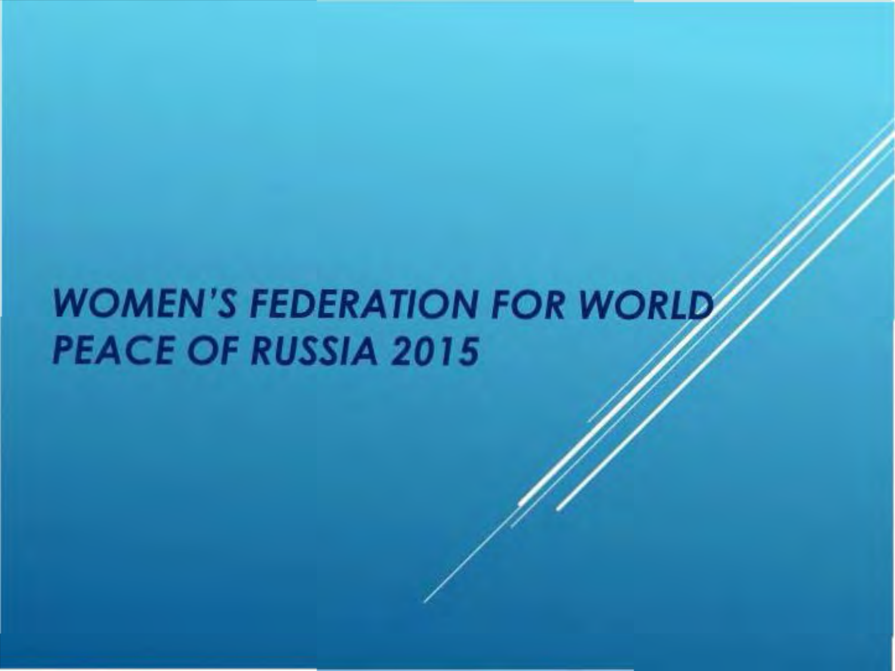# *WOMEN'S FEDERATION FOR WORLD PEACE OF RUSSIA 2015*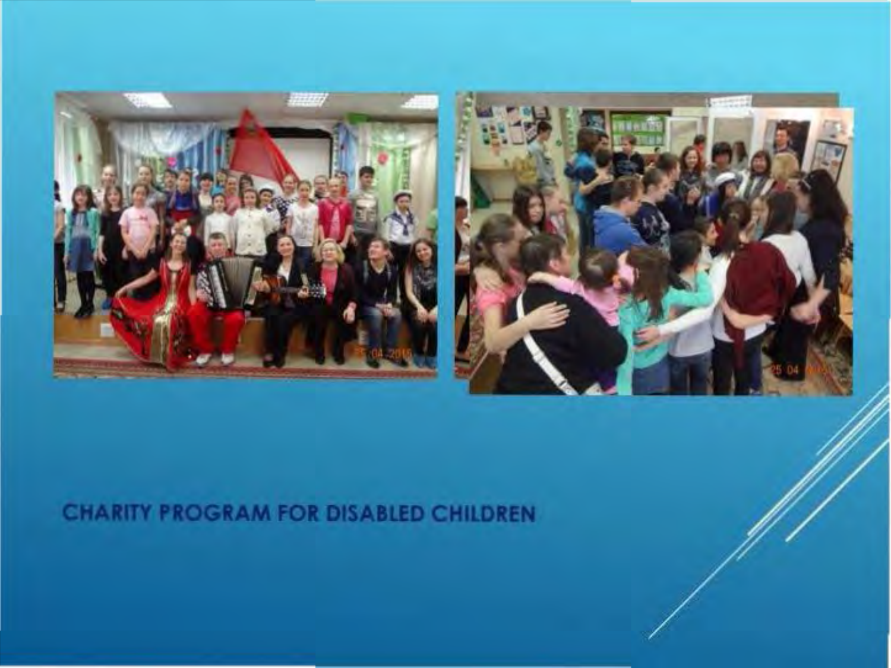CHARITY PROGRAM FOR DISABLED CHILDREN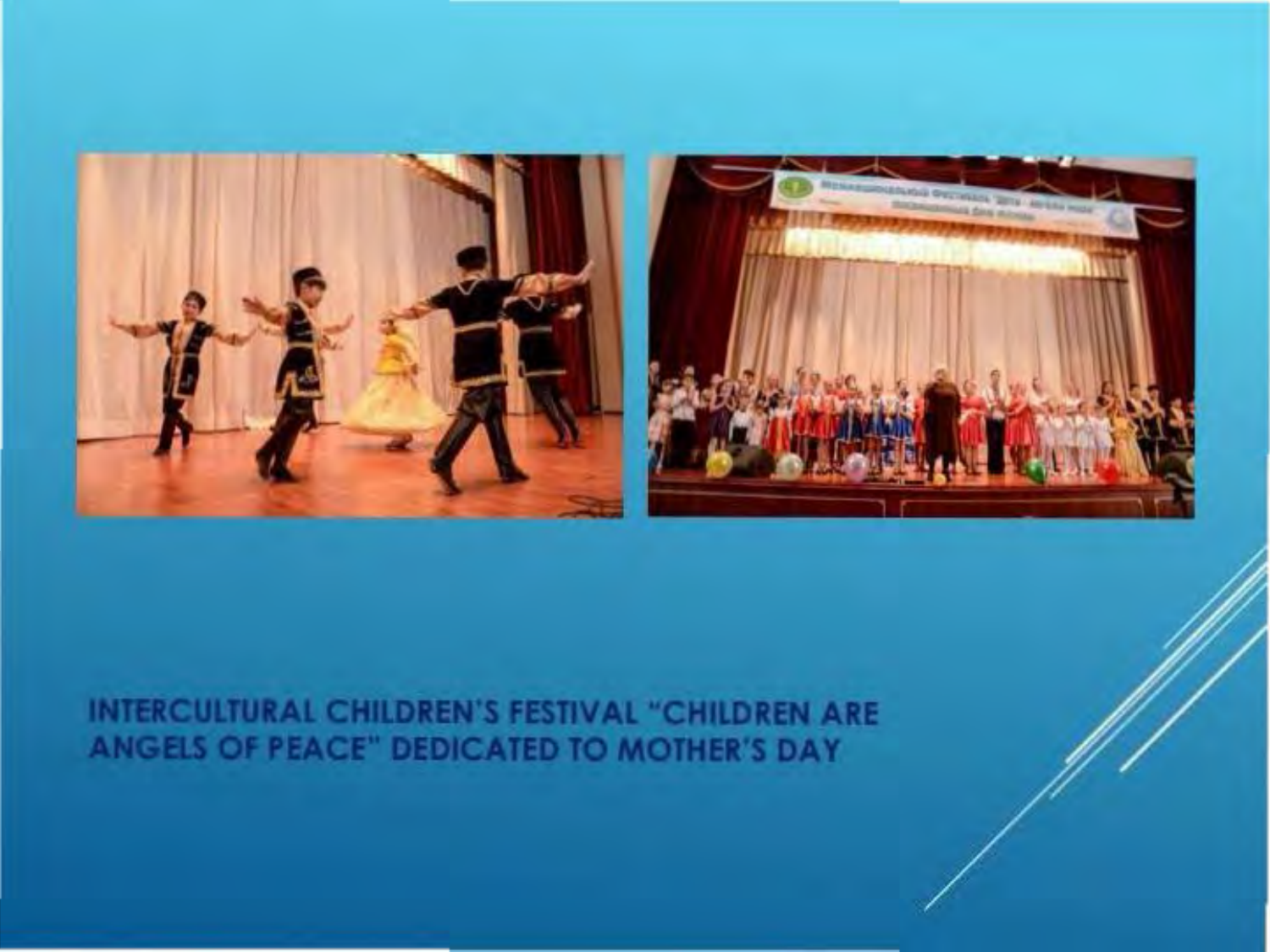# INTERCULTURAL CHILDREN'S FESTIVAL "CHILDREN ARE ANGELS OF PEACE" DEDICATED TO MOTHER'S DAY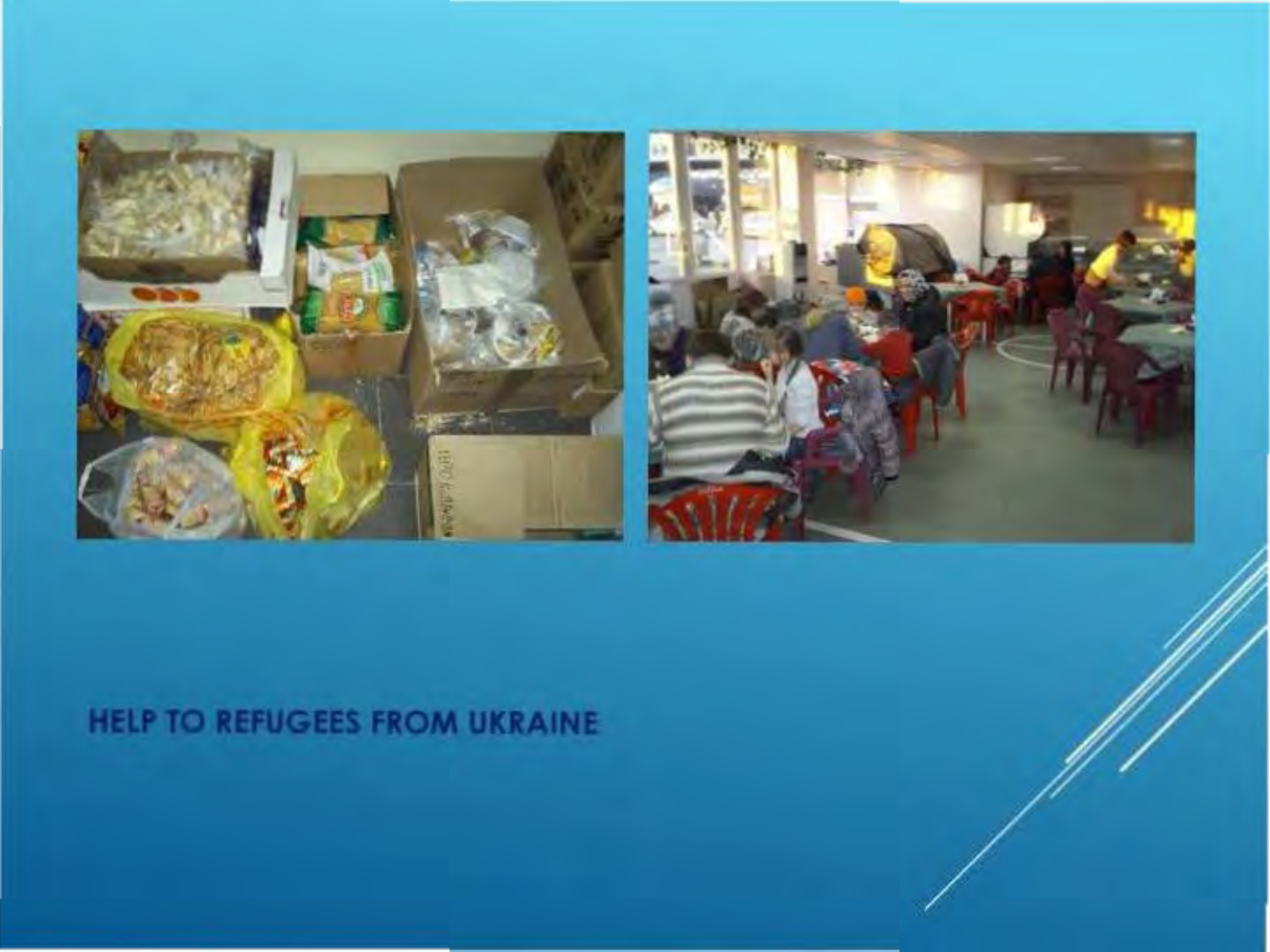HELP TO REFUGEES FROM UKRAINE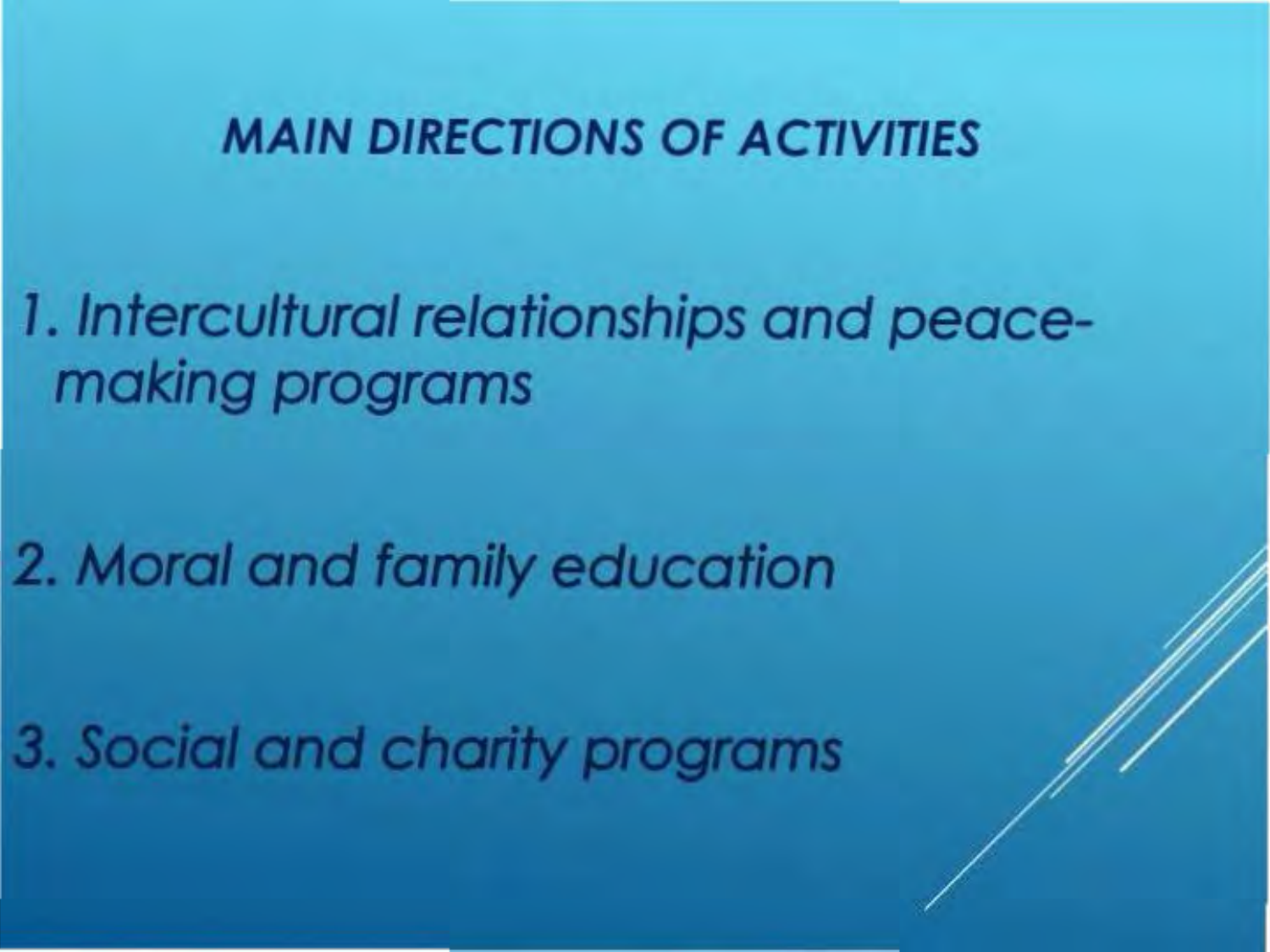## MAIN DIRECTIONS OF ACTIVITIES

1. *Intercultural relationships and peace-making programs*

2. *Moral and family education*

3. *Social and charity programs*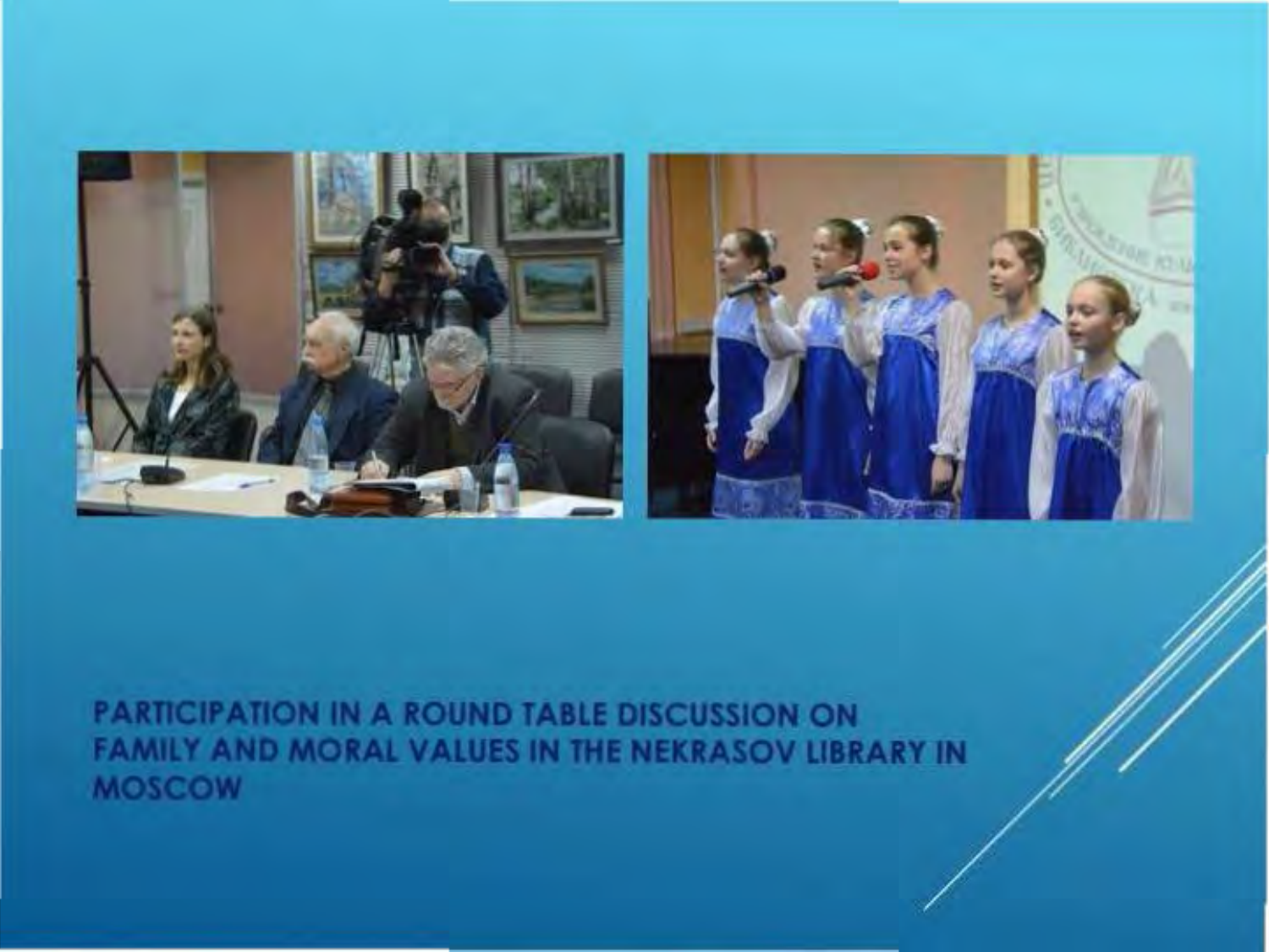PARTICIPATION IN A ROUND TABLE DISCUSSION ON FAMILY AND MORAL VALUES IN THE NEKRASOV LIBRARY IN MOSCOW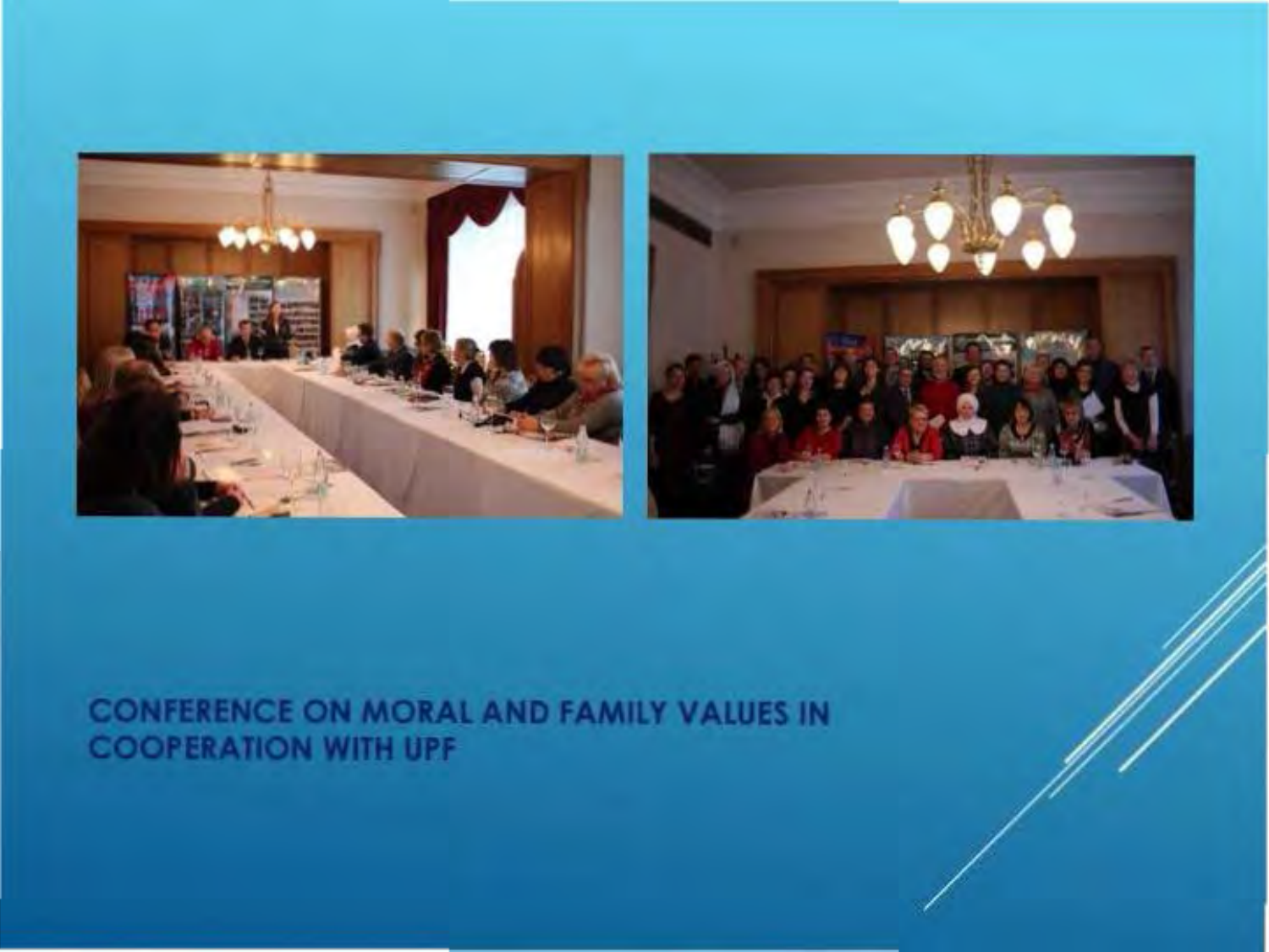CONFERENCE ON MORAL AND FAMILY VALUES IN COOPERATION WITH UPF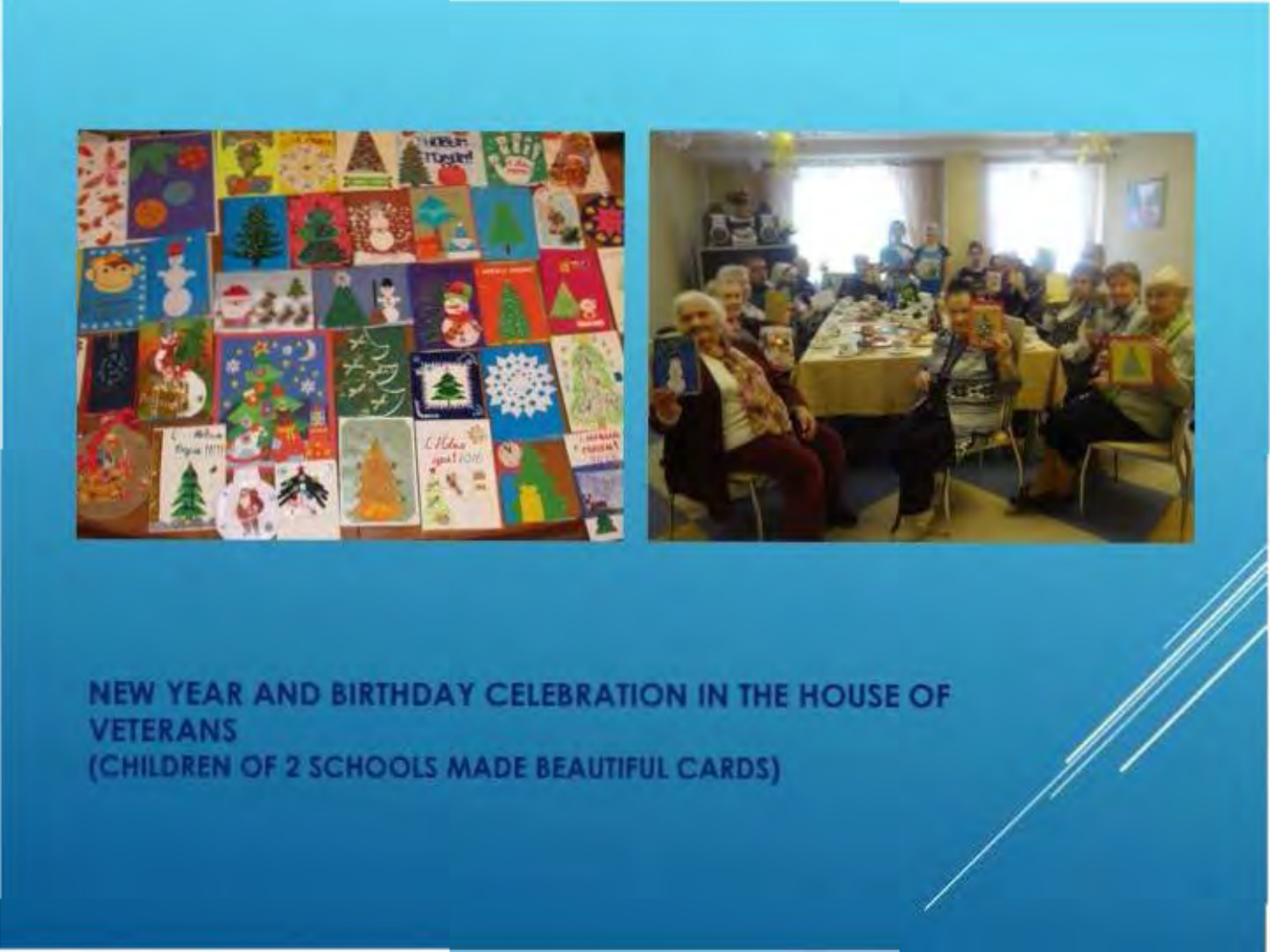NEW YEAR AND BIRTHDAY CELEBRATION IN THE HOUSE OF VETERANS
(CHILDREN OF 2 SCHOOLS MADE BEAUTIFUL CARDS)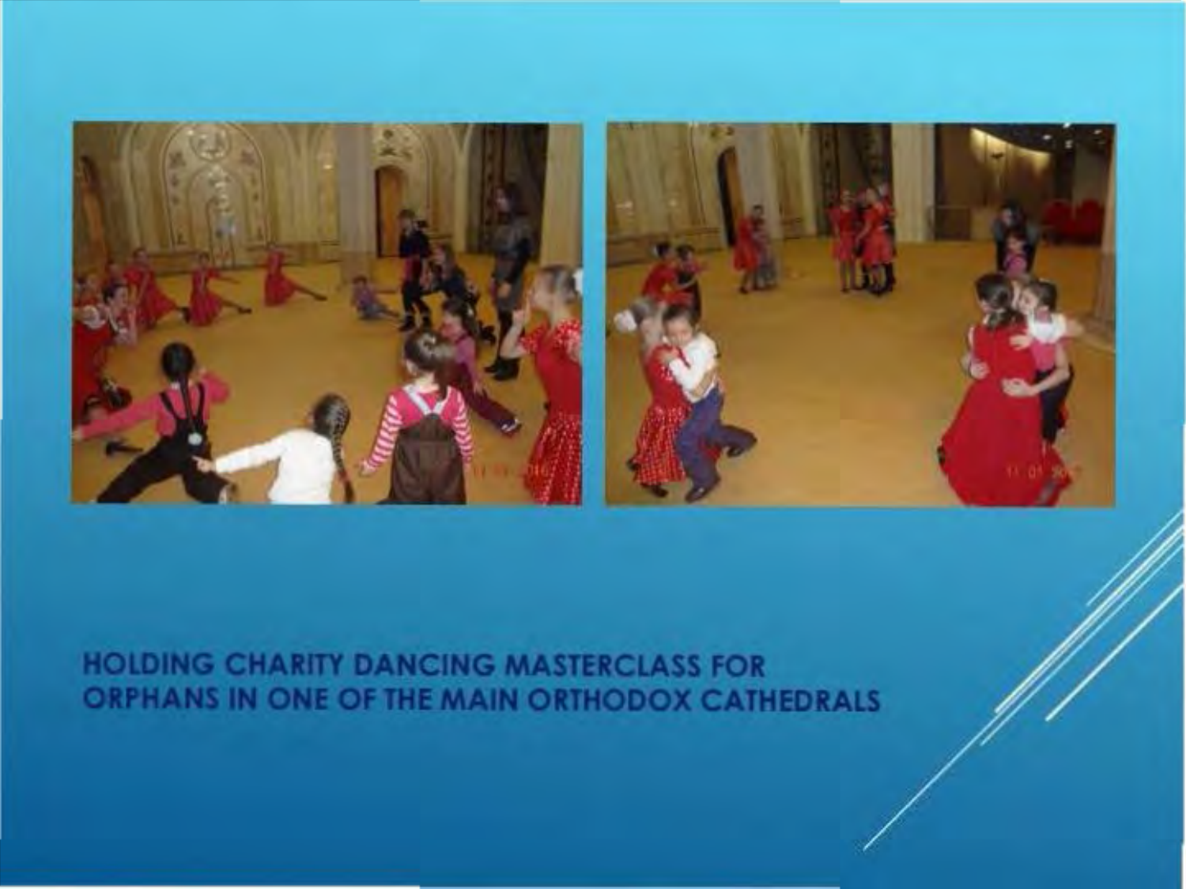HOLDING CHARITY DANCING MASTERCLASS FOR ORPHANS IN ONE OF THE MAIN ORTHODOX CATHEDRALS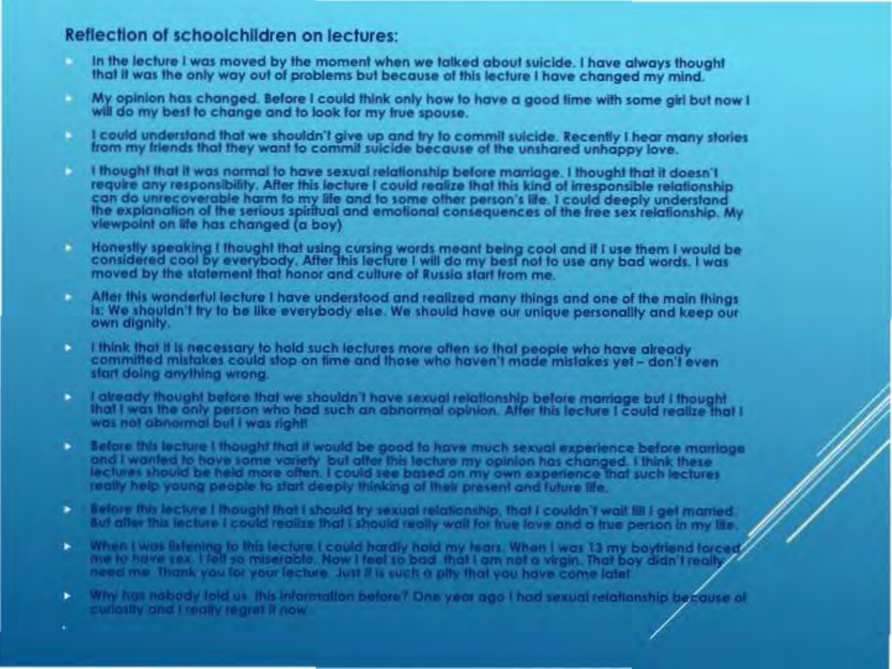**Reflection of schoolchildren on lectures:**

- In the lecture I was moved by the moment when we talked about suicide. I have always thought that it was the only way out of problems but because of this lecture I have changed my mind.
- My opinion has changed. Before I could think only how to have a good time with some girl but now I will do my best to change and to look for my true spouse.
- I could understand that we shouldn't give up and try to commit suicide. Recently I hear many stories from my friends that they want to commit suicide because of the unshared unhappy love.
- I thought that it was normal to have sexual relationship before marriage. I thought that it doesn't require any responsibility. After this lecture I could realize that this kind of irresponsible relationship can do unrecoverable harm to my life and to some other person's life. I could deeply understand the explanation of the serious spiritual and emotional consequences of the free sex relationship. My viewpoint on life has changed (a boy)
- Honestly speaking I thought that using cursing words meant being cool and if I use them I would be considered cool by everybody. After this lecture I will do my best not to use any bad words. I was moved by the statement that honor and culture of Russia start from me.
- After this wonderful lecture I have understood and realized many things and one of the main things is: We shouldn't try to be like everybody else. We should have our unique personality and keep our own dignity.
- I think that it is necessary to hold such lectures more often so that people who have already committed mistakes could stop on time and those who haven't made mistakes yet – don't even start doing anything wrong.
- I already thought before that we shouldn't have sexual relationship before marriage but I thought that I was the only person who had such an abnormal opinion. After this lecture I could realize that I was not abnormal but I was right!
- Before this lecture I thought that it would be good to have much sexual experience before marriage and I wanted to have some variety but after this lecture my opinion has changed. I think these lectures should be held more often. I could see based on my own experience that such lectures really help young people to start deeply thinking of their present and future life.
- Before this lecture I thought that I should try sexual relationship, that I couldn't wait till I get married. But after this lecture I could realize that I should really wait for true love and a true person in my life.
- When I was listening to this lecture I could hardly hold my tears. When I was 13 my boyfriend forced me to have sex. I felt so miserable. Now I feel so bad that I am not a virgin. That boy didn't really need me. Thank you for your lecture. Just it is such a pity that you have come late!
- Why has nobody told us this information before? One year ago I had sexual relationship because of curiosity and I really regret it now.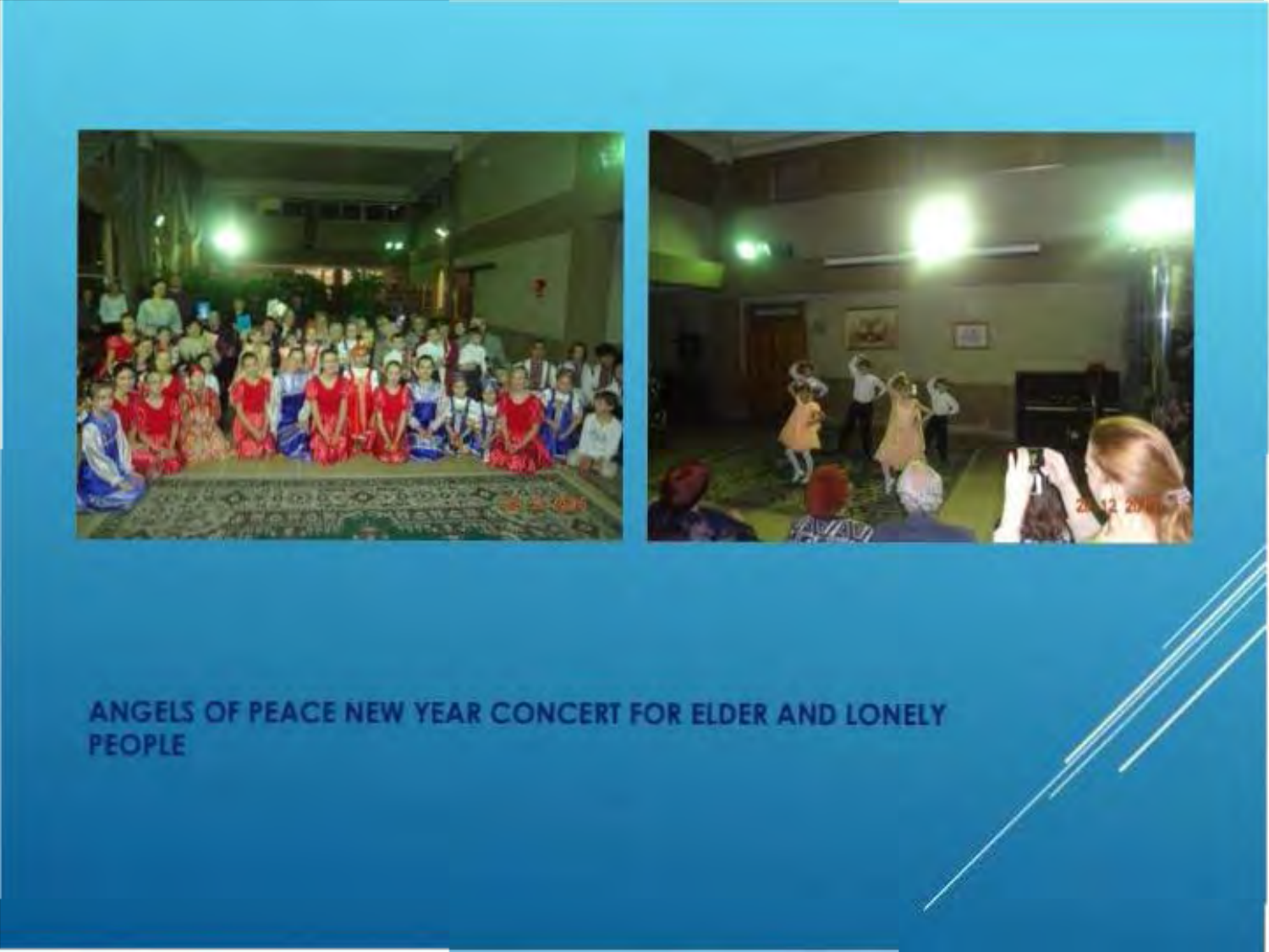ANGELS OF PEACE NEW YEAR CONCERT FOR ELDER AND LONELY PEOPLE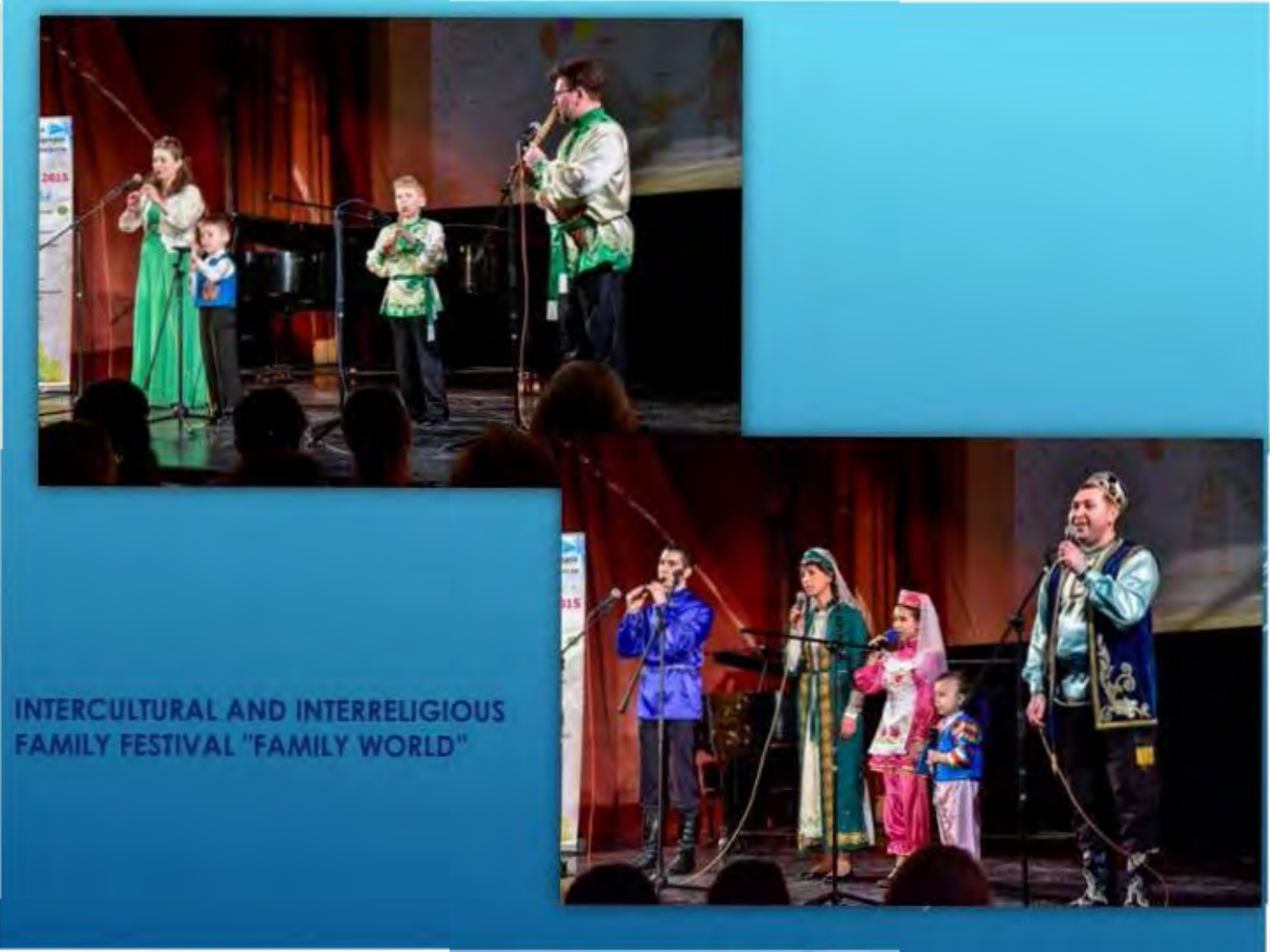INTERCULTURAL AND INTERRELIGIOUS FAMILY FESTIVAL "FAMILY WORLD"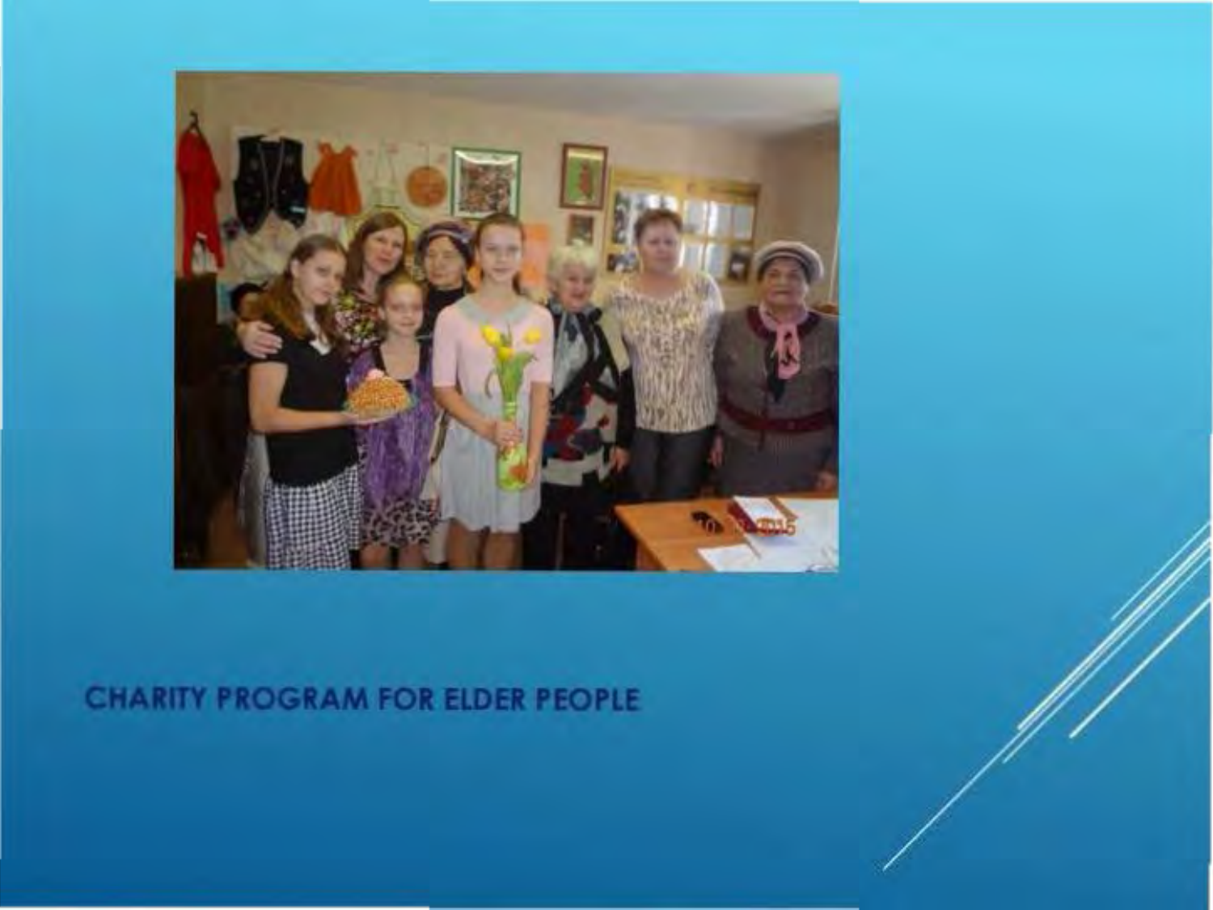CHARITY PROGRAM FOR ELDER PEOPLE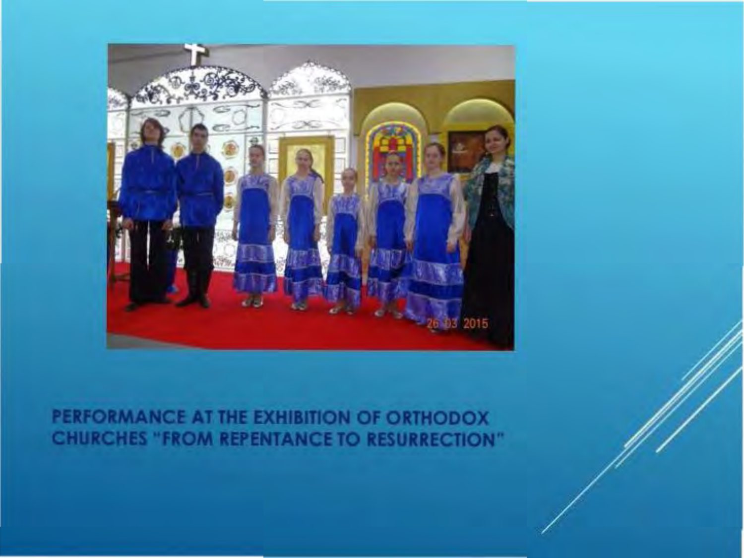PERFORMANCE AT THE EXHIBITION OF ORTHODOX CHURCHES "FROM REPENTANCE TO RESURRECTION"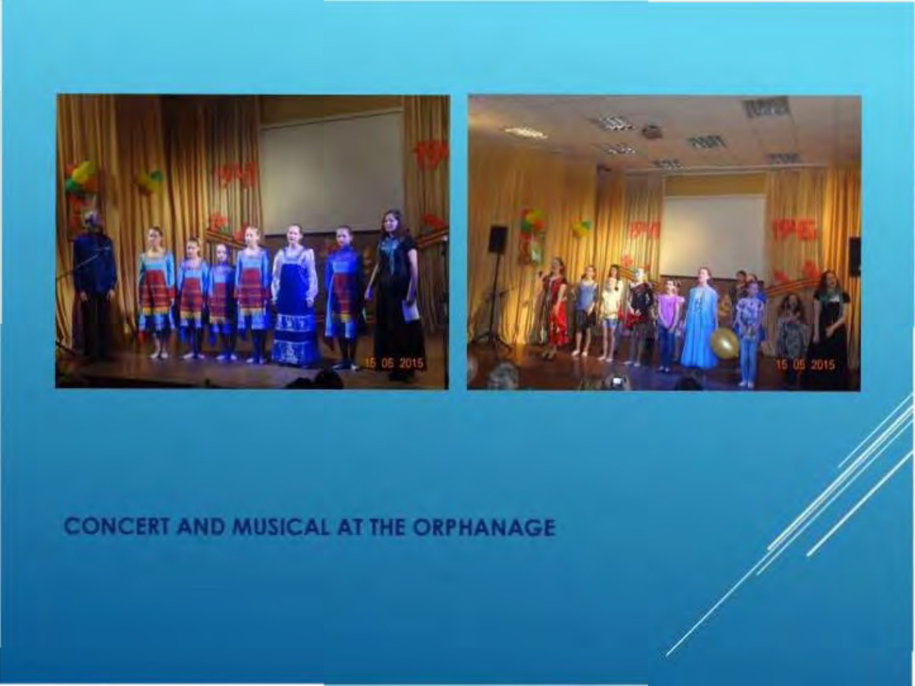# CONCERT AND MUSICAL AT THE ORPHANAGE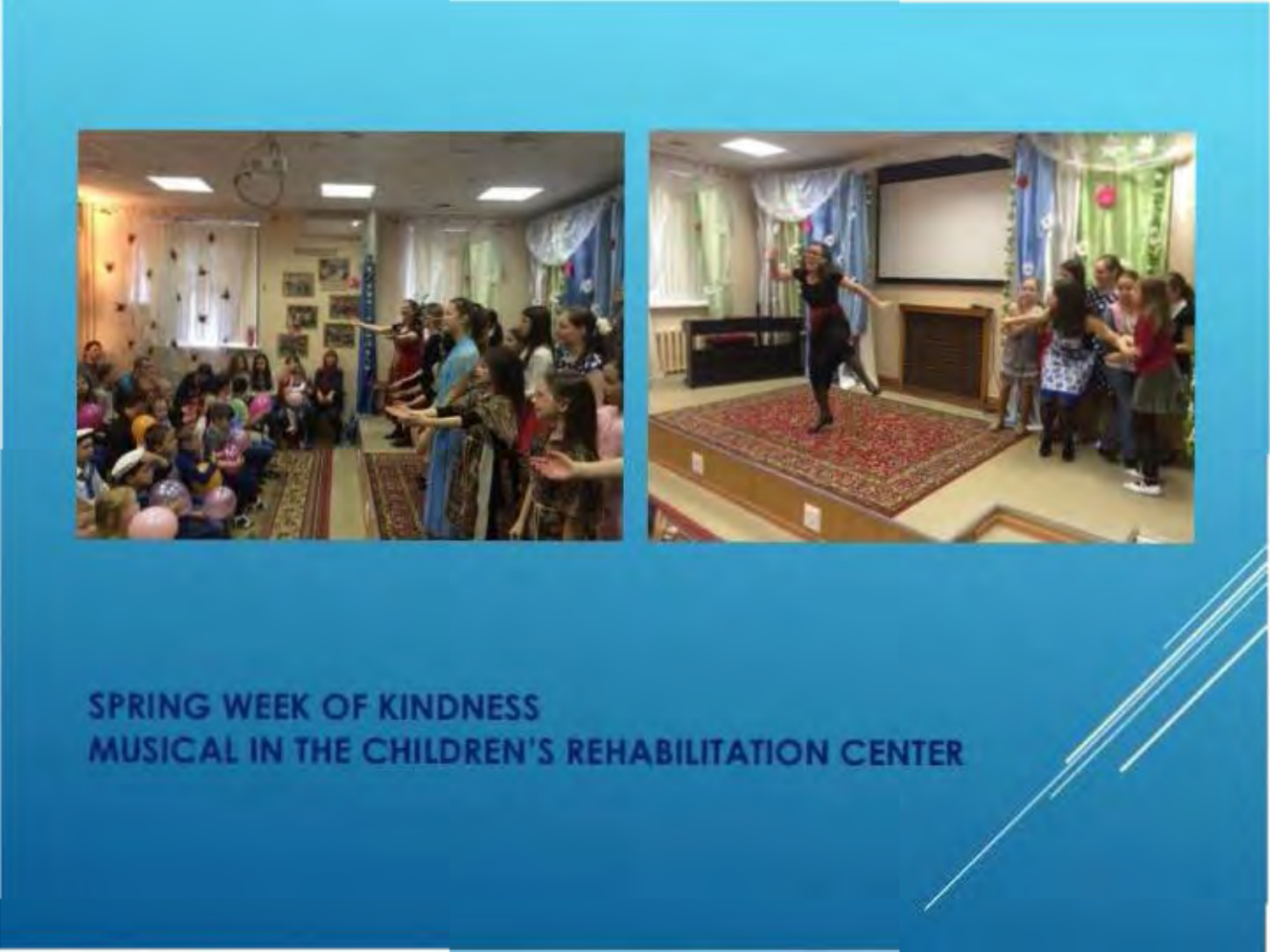## SPRING WEEK OF KINDNESS
## MUSICAL IN THE CHILDREN'S REHABILITATION CENTER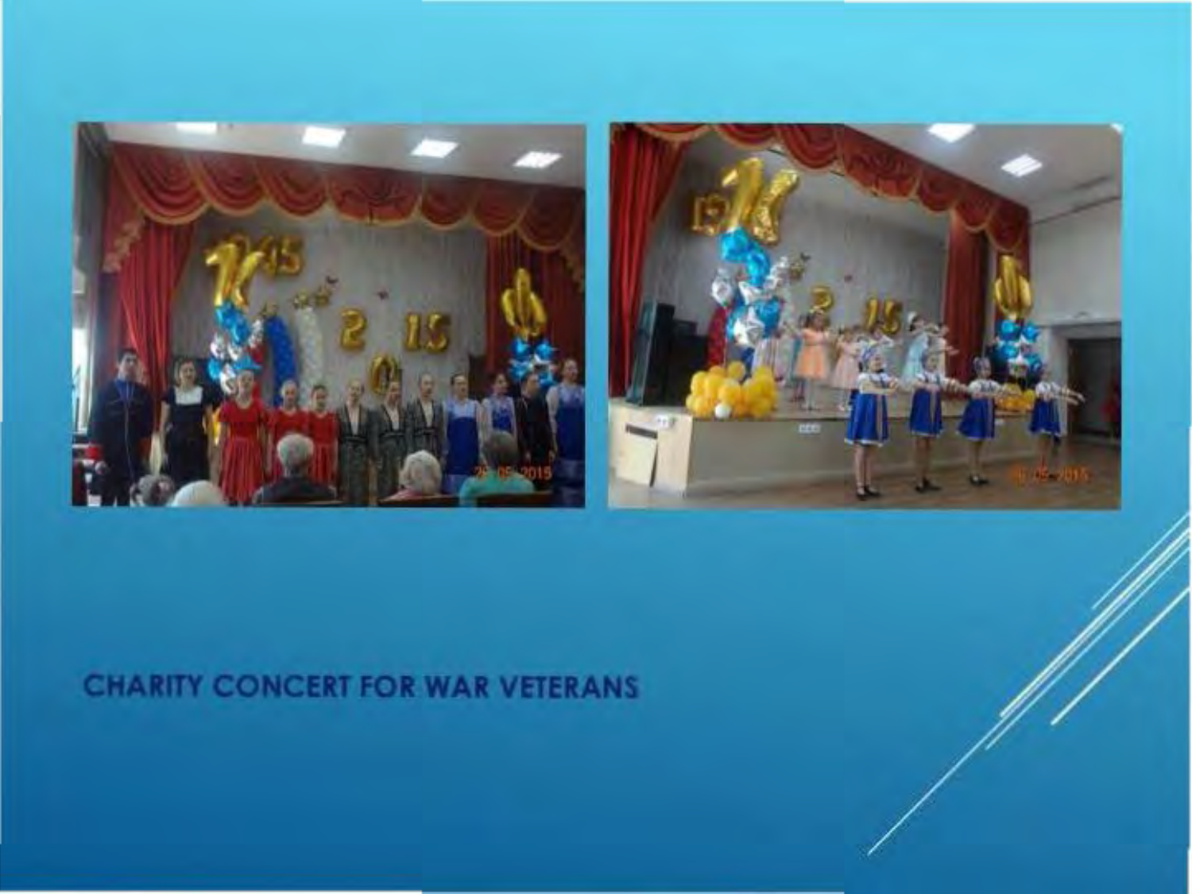CHARITY CONCERT FOR WAR VETERANS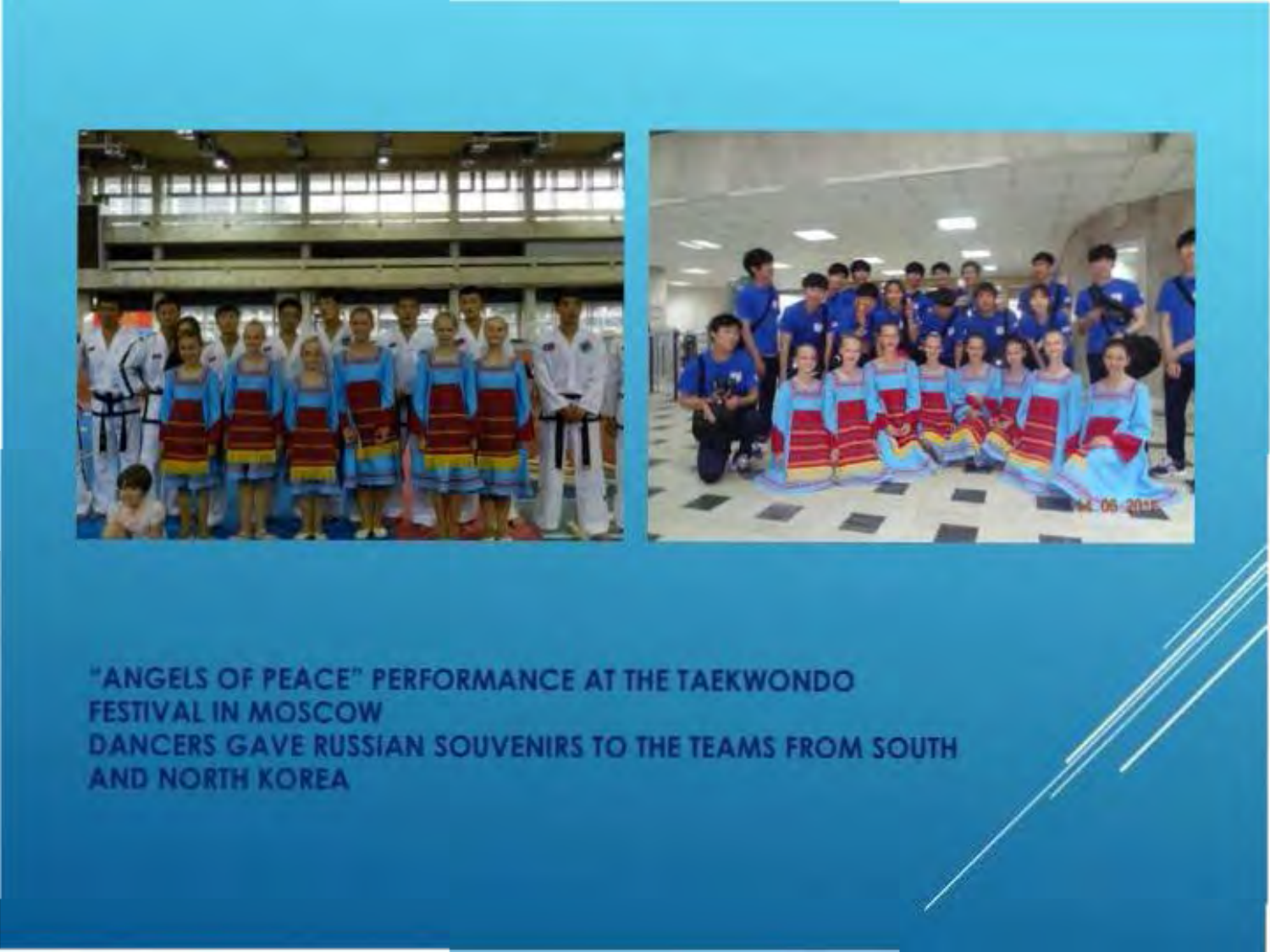"ANGELS OF PEACE" PERFORMANCE AT THE TAEKWONDO FESTIVAL IN MOSCOW
DANCERS GAVE RUSSIAN SOUVENIRS TO THE TEAMS FROM SOUTH AND NORTH KOREA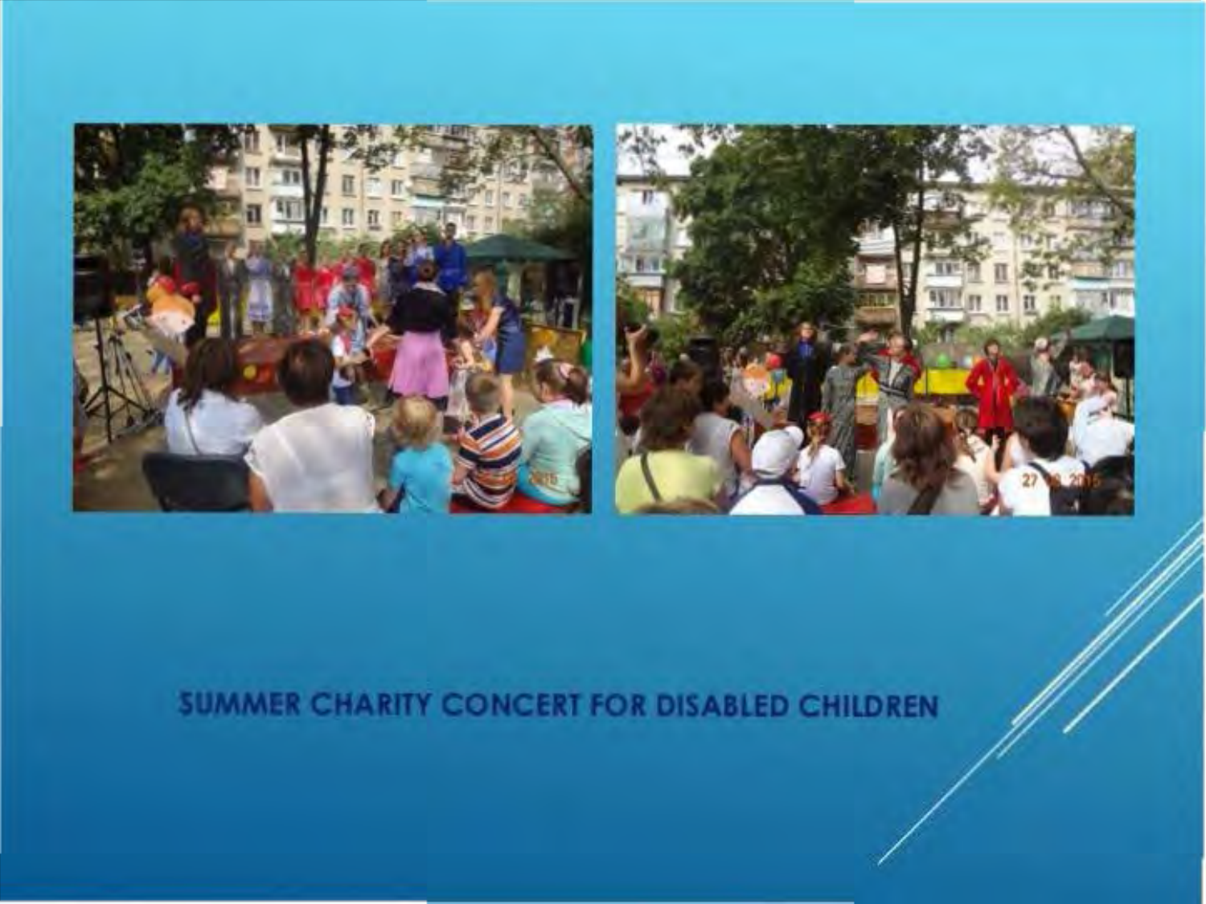SUMMER CHARITY CONCERT FOR DISABLED CHILDREN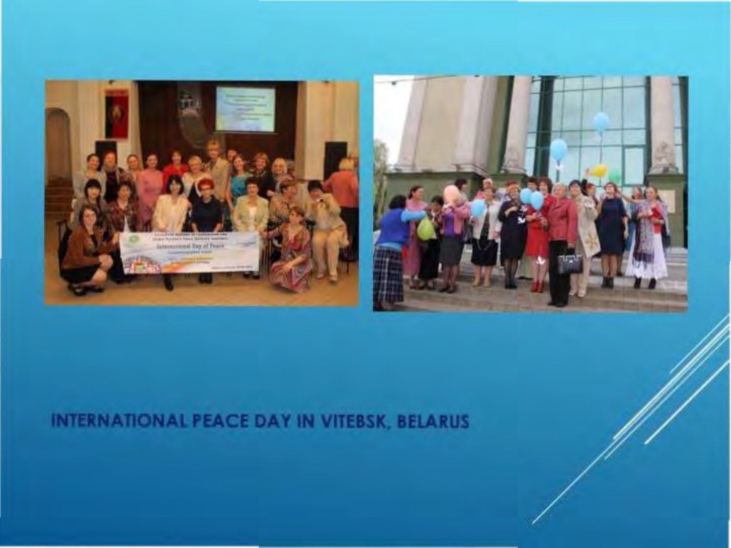# INTERNATIONAL PEACE DAY IN VITEBSK, BELARUS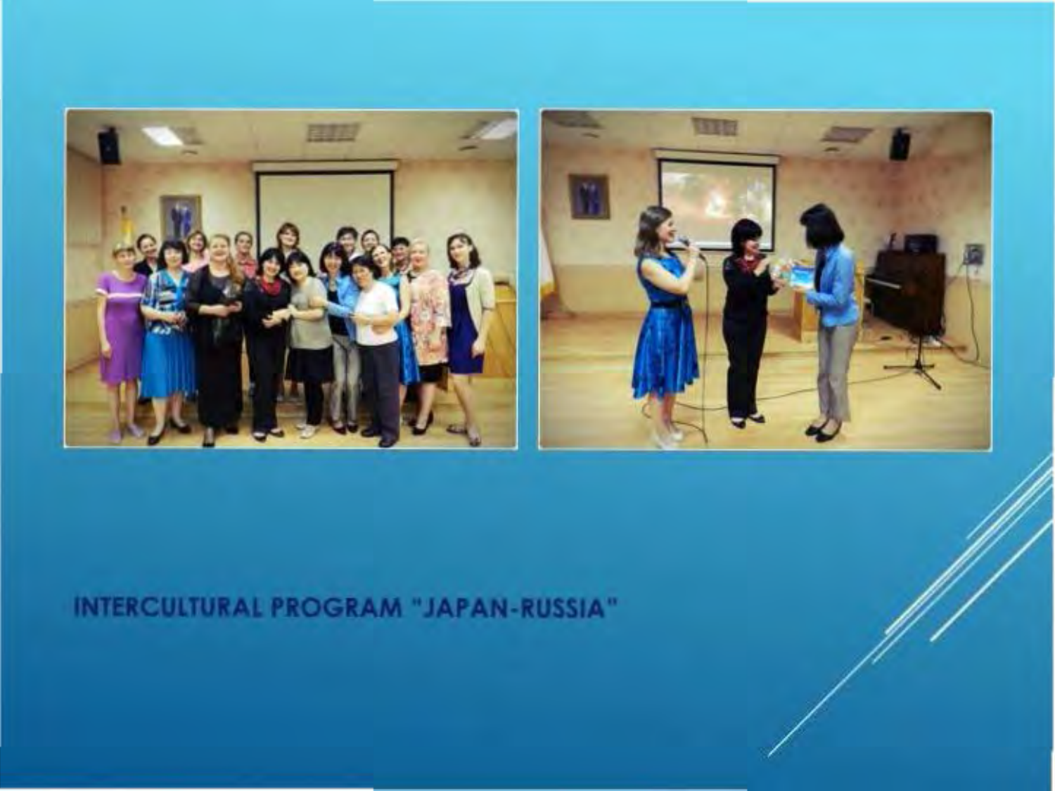# INTERCULTURAL PROGRAM "JAPAN-RUSSIA"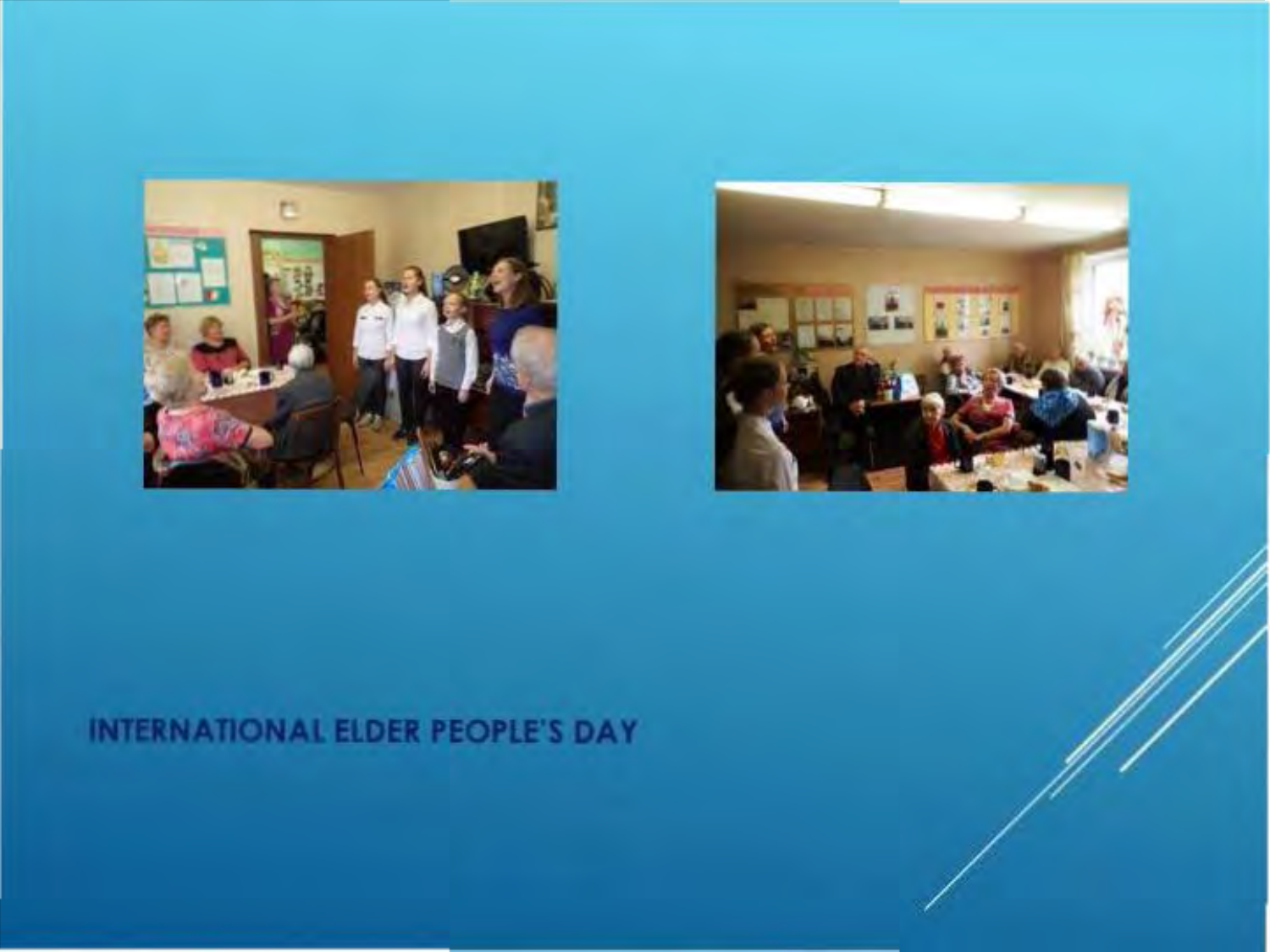# INTERNATIONAL ELDER PEOPLE'S DAY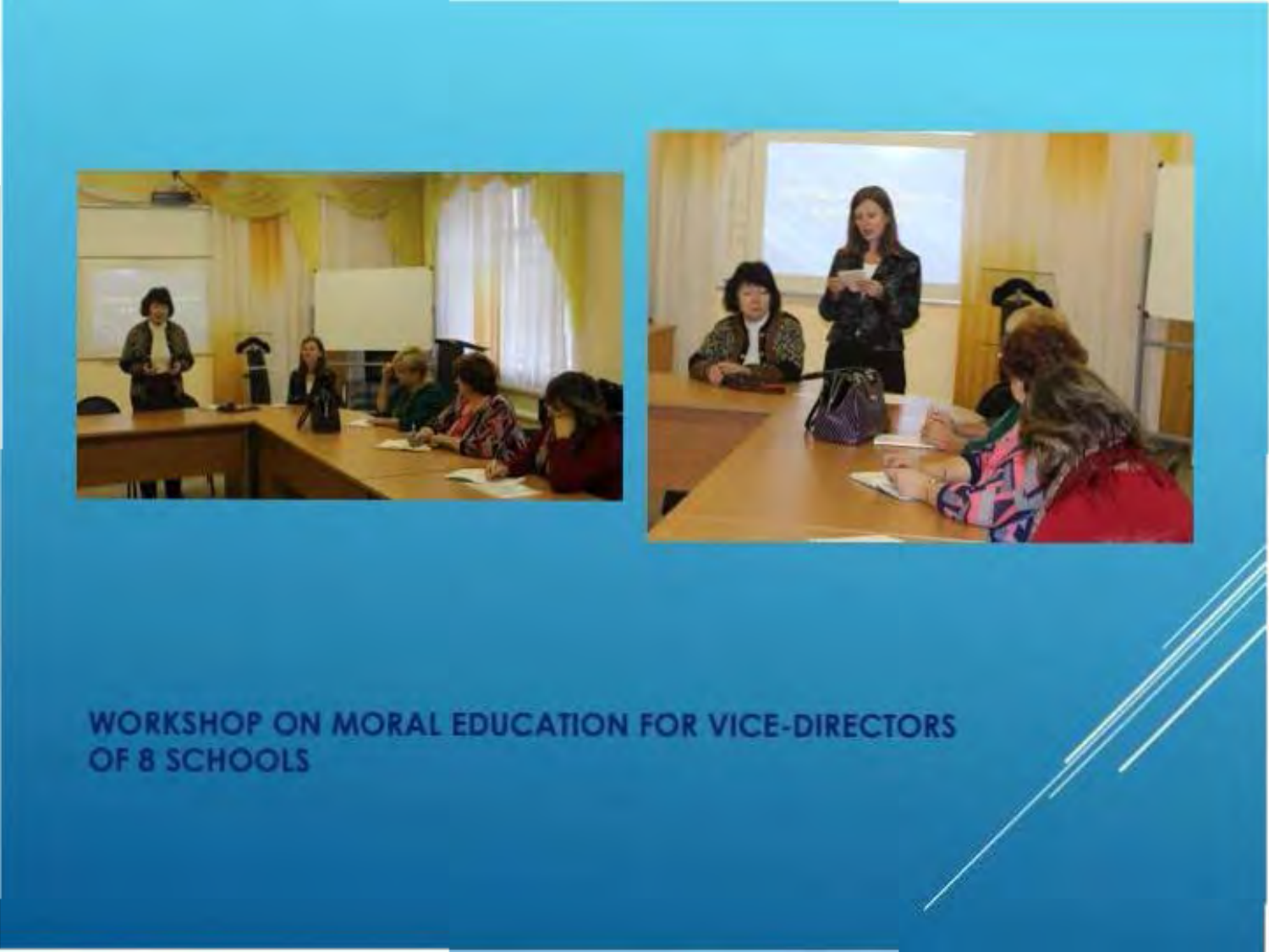WORKSHOP ON MORAL EDUCATION FOR VICE-DIRECTORS OF 8 SCHOOLS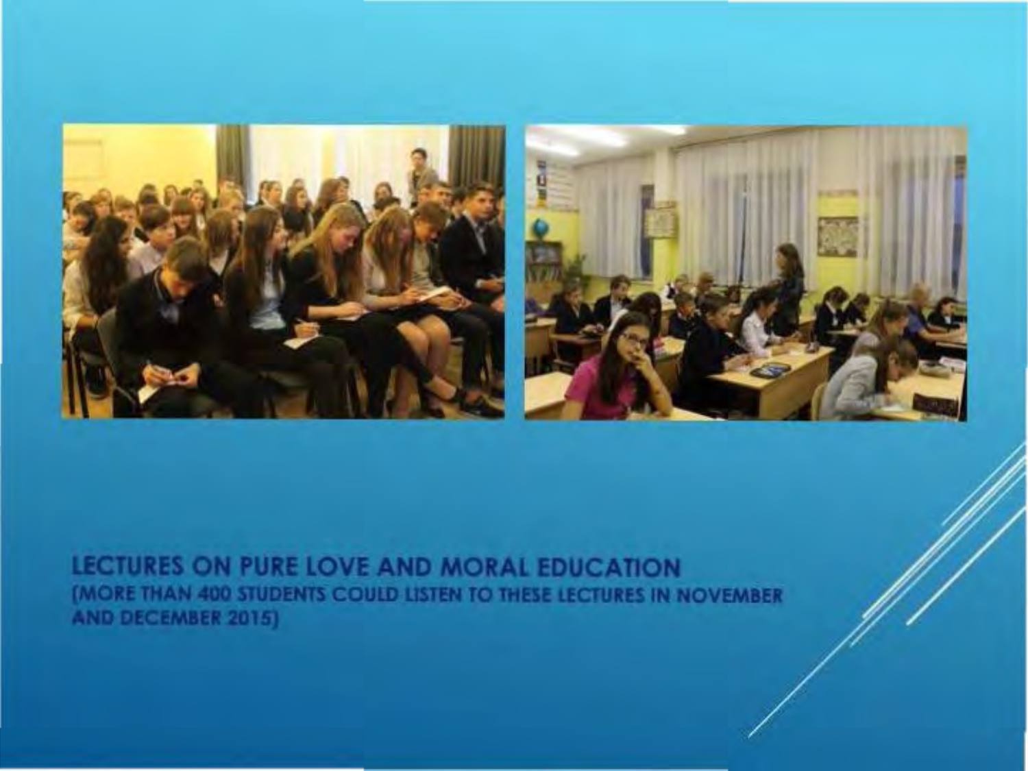LECTURES ON PURE LOVE AND MORAL EDUCATION
(MORE THAN 400 STUDENTS COULD LISTEN TO THESE LECTURES IN NOVEMBER AND DECEMBER 2015)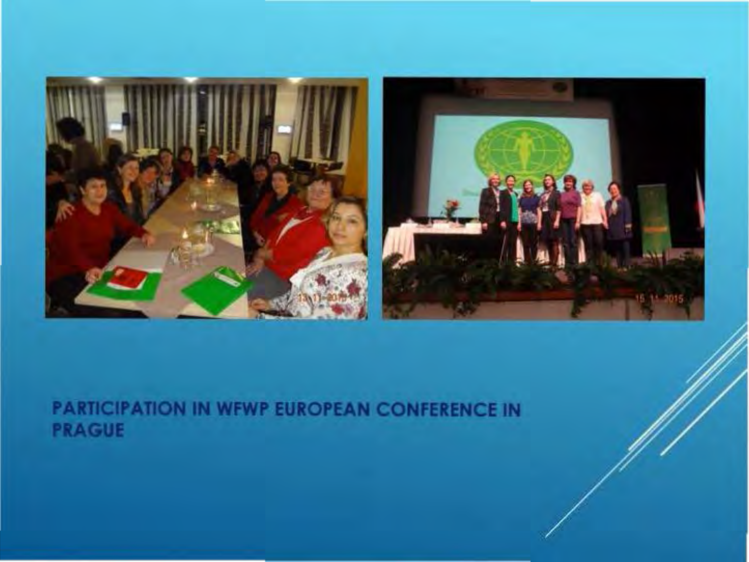PARTICIPATION IN WFWP EUROPEAN CONFERENCE IN PRAGUE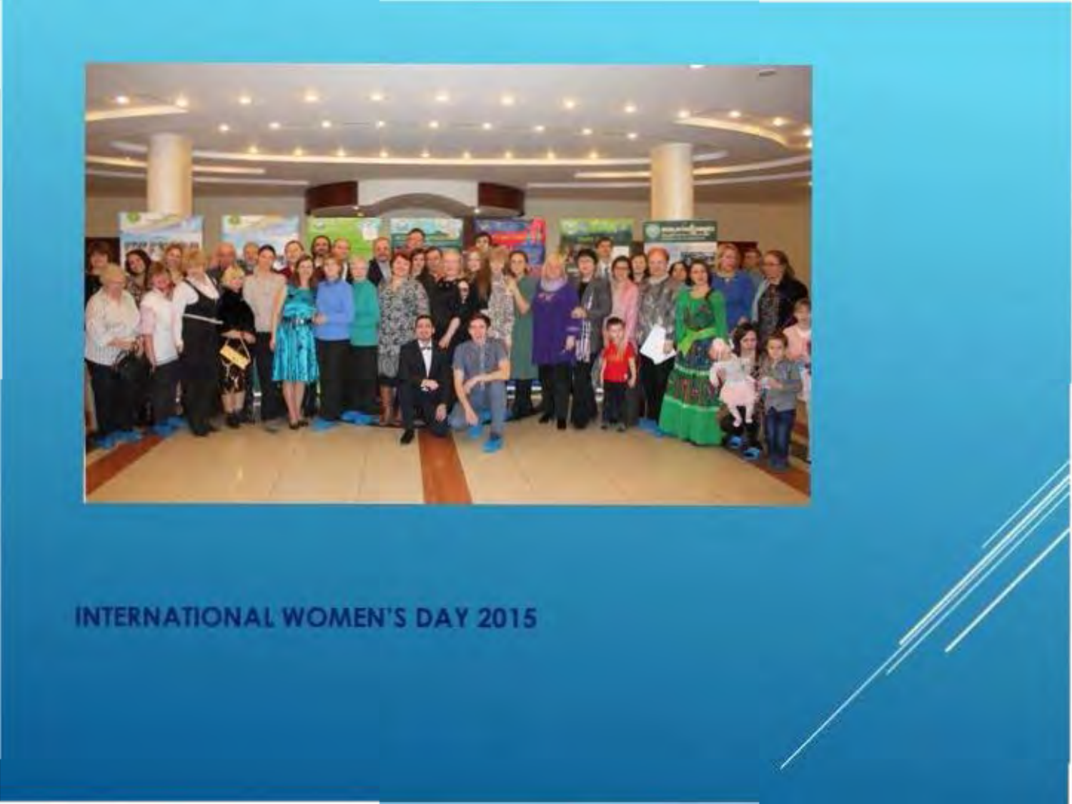INTERNATIONAL WOMEN'S DAY 2015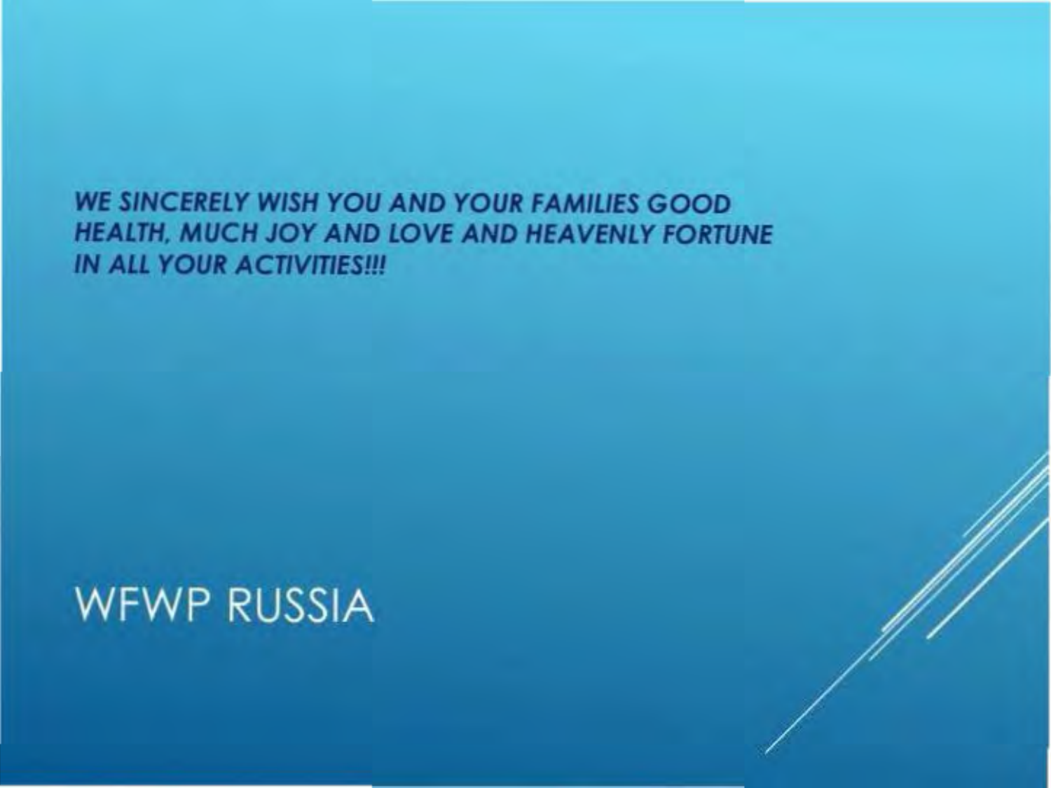***WE SINCERELY WISH YOU AND YOUR FAMILIES GOOD HEALTH, MUCH JOY AND LOVE AND HEAVENLY FORTUNE IN ALL YOUR ACTIVITIES!!!***

# WFWP RUSSIA